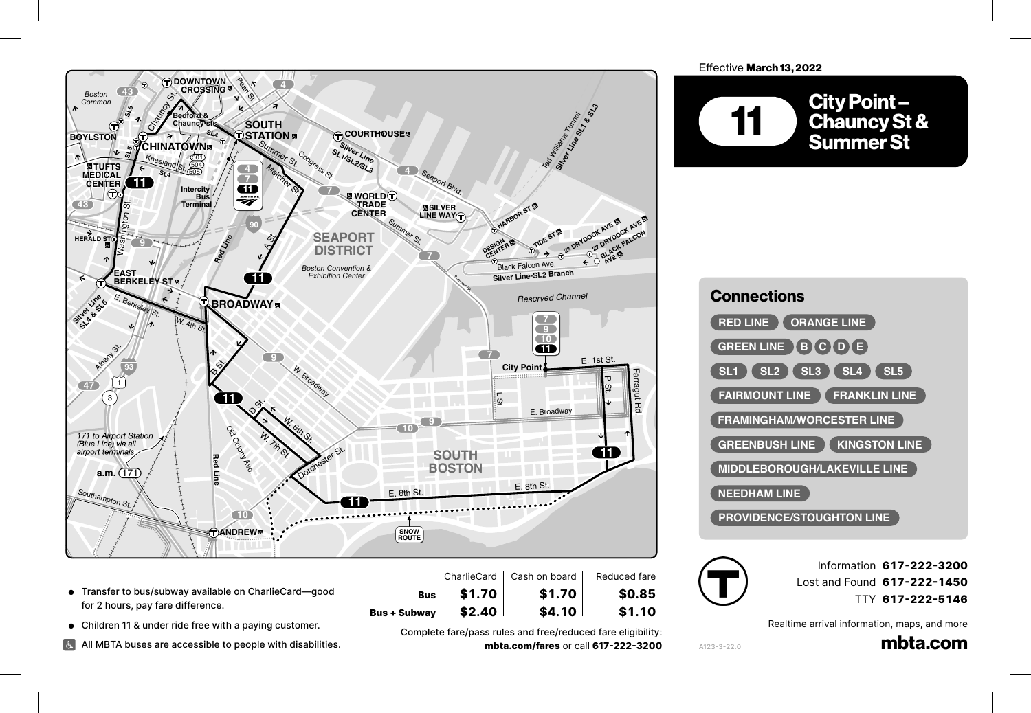Effective **March 13, 2022**

# 11 City Point – Chauncy St & Summer St

## Connections

- RED LINE
- ORANGE LINE
- GREEN LINE B C D E
- SL1 SL2 SL3 SL4 SL5
- FAIRMOUNT LINE
- FRANKLIN LINE
- FRAMINGHAM/WORCESTER LINE
- GREENBUSH LINE
- KINGSTON LINE
- MIDDLEBOROUGH/LAKEVILLE LINE
- NEEDHAM LINE
- PROVIDENCE/STOUGHTON LINE

- Transfer to bus/subway available on CharlieCard—good for 2 hours, pay fare difference.
- Children 11 & under ride free with a paying customer.
- All MBTA buses are accessible to people with disabilities.

| | CharlieCard | Cash on board | Reduced fare |
|---|---|---|---|
| **Bus** | **$1.70** | **$1.70** | **$0.85** |
| **Bus + Subway** | **$2.40** | **$4.10** | **$1.10** |

Complete fare/pass rules and free/reduced fare eligibility: **mbta.com/fares** or call **617-222-3200**

Information **617-222-3200**
Lost and Found **617-222-1450**
TTY **617-222-5146**

Realtime arrival information, maps, and more

**mbta.com**

A123-3-22.0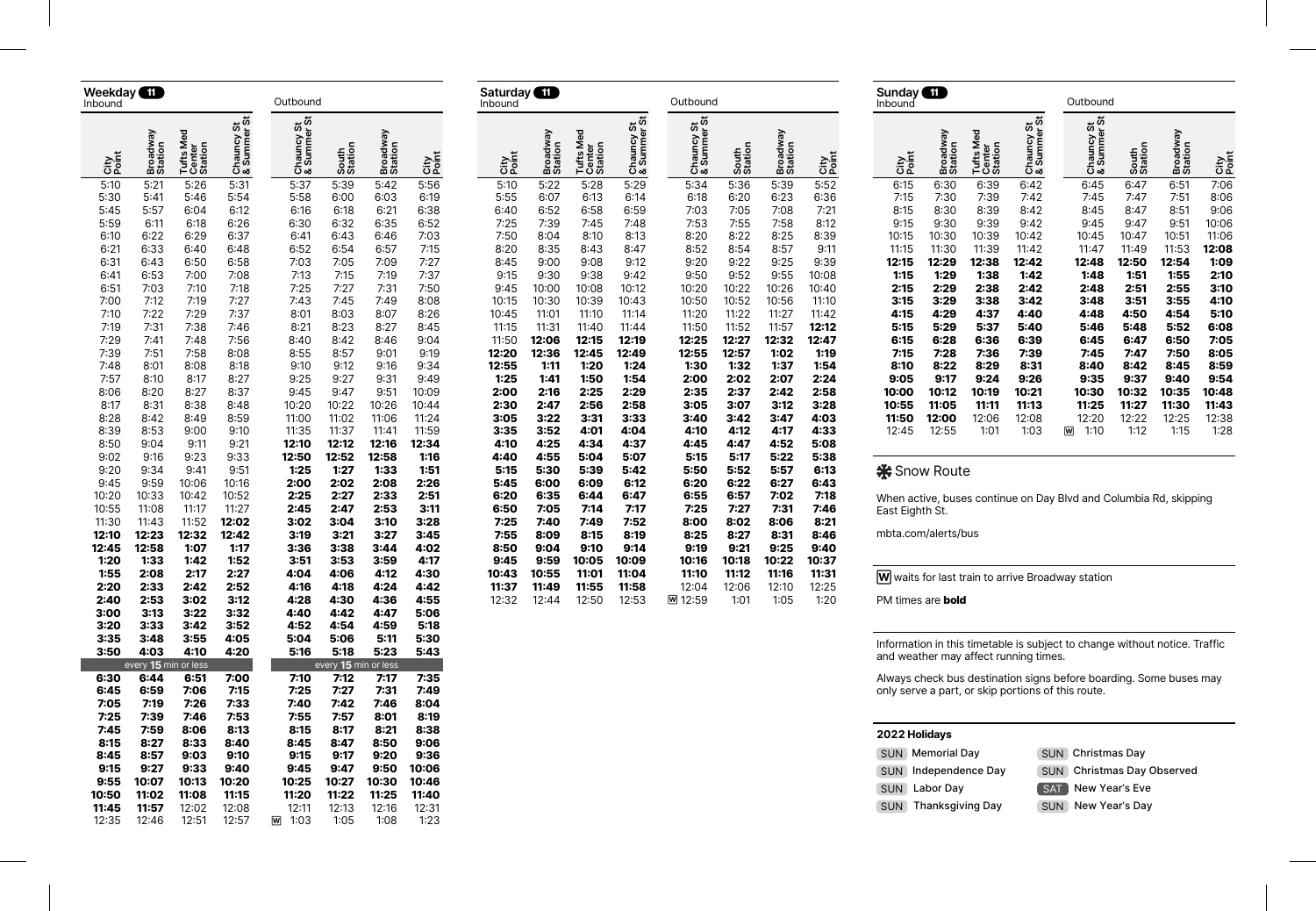## Weekday 11

| Inbound: City Point | Broadway Station | Tufts Med Center Station | Chauncy St & Summer St | Outbound: Chauncy St & Summer St | South Station | Broadway Station | City Point |
|---|---|---|---|---|---|---|---|
| 5:10 | 5:21 | 5:26 | 5:31 | 5:37 | 5:39 | 5:42 | 5:56 |
| 5:30 | 5:41 | 5:46 | 5:54 | 5:58 | 6:00 | 6:03 | 6:19 |
| 5:45 | 5:57 | 6:04 | 6:12 | 6:16 | 6:18 | 6:21 | 6:38 |
| 5:59 | 6:11 | 6:18 | 6:26 | 6:30 | 6:32 | 6:35 | 6:52 |
| 6:10 | 6:22 | 6:29 | 6:37 | 6:41 | 6:43 | 6:46 | 7:03 |
| 6:21 | 6:33 | 6:40 | 6:48 | 6:52 | 6:54 | 6:57 | 7:15 |
| 6:31 | 6:43 | 6:50 | 6:58 | 7:03 | 7:05 | 7:09 | 7:27 |
| 6:41 | 6:53 | 7:00 | 7:08 | 7:13 | 7:15 | 7:19 | 7:37 |
| 6:51 | 7:03 | 7:10 | 7:18 | 7:25 | 7:27 | 7:31 | 7:50 |
| 7:00 | 7:12 | 7:19 | 7:27 | 7:43 | 7:45 | 7:49 | 8:08 |
| 7:10 | 7:22 | 7:29 | 7:37 | 8:01 | 8:03 | 8:07 | 8:26 |
| 7:19 | 7:31 | 7:38 | 7:46 | 8:21 | 8:23 | 8:27 | 8:45 |
| 7:29 | 7:41 | 7:48 | 7:56 | 8:40 | 8:42 | 8:46 | 9:04 |
| 7:39 | 7:51 | 7:58 | 8:08 | 8:55 | 8:57 | 9:01 | 9:19 |
| 7:48 | 8:01 | 8:08 | 8:18 | 9:10 | 9:12 | 9:16 | 9:34 |
| 7:57 | 8:10 | 8:17 | 8:27 | 9:25 | 9:27 | 9:31 | 9:49 |
| 8:06 | 8:20 | 8:27 | 8:37 | 9:45 | 9:47 | 9:51 | 10:09 |
| 8:17 | 8:31 | 8:38 | 8:48 | 10:20 | 10:22 | 10:26 | 10:44 |
| 8:28 | 8:42 | 8:49 | 8:59 | 11:00 | 11:02 | 11:06 | 11:24 |
| 8:39 | 8:53 | 9:00 | 9:10 | 11:35 | 11:37 | 11:41 | 11:59 |
| 8:50 | 9:04 | 9:11 | 9:21 | **12:10** | **12:12** | **12:16** | **12:34** |
| 9:02 | 9:16 | 9:23 | 9:33 | **12:50** | **12:52** | **12:58** | **1:16** |
| 9:20 | 9:34 | 9:41 | 9:51 | **1:25** | **1:27** | **1:33** | **1:51** |
| 9:45 | 9:59 | 10:06 | 10:16 | **2:00** | **2:02** | **2:08** | **2:26** |
| 10:20 | 10:33 | 10:42 | 10:52 | **2:25** | **2:27** | **2:33** | **2:51** |
| 10:55 | 11:08 | 11:17 | 11:27 | **2:45** | **2:47** | **2:53** | **3:11** |
| 11:30 | 11:43 | 11:52 | **12:02** | **3:02** | **3:04** | **3:10** | **3:28** |
| **12:10** | **12:23** | **12:32** | **12:42** | **3:19** | **3:21** | **3:27** | **3:45** |
| **12:45** | **12:58** | **1:07** | **1:17** | **3:36** | **3:38** | **3:44** | **4:02** |
| **1:20** | **1:33** | **1:42** | **1:52** | **3:51** | **3:53** | **3:59** | **4:17** |
| **1:55** | **2:08** | **2:17** | **2:27** | **4:04** | **4:06** | **4:12** | **4:30** |
| **2:20** | **2:33** | **2:42** | **2:52** | **4:16** | **4:18** | **4:24** | **4:42** |
| **2:40** | **2:53** | **3:02** | **3:12** | **4:28** | **4:30** | **4:36** | **4:55** |
| **3:00** | **3:13** | **3:22** | **3:32** | **4:40** | **4:42** | **4:47** | **5:06** |
| **3:20** | **3:33** | **3:42** | **3:52** | **4:52** | **4:54** | **4:59** | **5:18** |
| **3:35** | **3:48** | **3:55** | **4:05** | **5:04** | **5:06** | **5:11** | **5:30** |
| **3:50** | **4:03** | **4:10** | **4:20** | **5:16** | **5:18** | **5:23** | **5:43** |
| every 15 min or less | | | | every 15 min or less | | | |
| **6:30** | **6:44** | **6:51** | **7:00** | **7:10** | **7:12** | **7:17** | **7:35** |
| **6:45** | **6:59** | **7:06** | **7:15** | **7:25** | **7:27** | **7:31** | **7:49** |
| **7:05** | **7:19** | **7:26** | **7:33** | **7:40** | **7:42** | **7:46** | **8:04** |
| **7:25** | **7:39** | **7:46** | **7:53** | **7:55** | **7:57** | **8:01** | **8:19** |
| **7:45** | **7:59** | **8:06** | **8:13** | **8:15** | **8:17** | **8:21** | **8:38** |
| **8:15** | **8:27** | **8:33** | **8:40** | **8:45** | **8:47** | **8:50** | **9:06** |
| **8:45** | **8:57** | **9:03** | **9:10** | **9:15** | **9:17** | **9:20** | **9:36** |
| **9:15** | **9:27** | **9:33** | **9:40** | **9:45** | **9:47** | **9:50** | **10:06** |
| **9:55** | **10:07** | **10:13** | **10:20** | **10:25** | **10:27** | **10:30** | **10:46** |
| **10:50** | **11:02** | **11:08** | **11:15** | **11:20** | **11:22** | **11:25** | **11:40** |
| **11:45** | **11:57** | 12:02 | 12:08 | 12:11 | 12:13 | 12:16 | 12:31 |
| 12:35 | 12:46 | 12:51 | 12:57 | W 1:03 | 1:05 | 1:08 | 1:23 |

## Saturday 11

| Inbound: City Point | Broadway Station | Tufts Med Center Station | Chauncy St & Summer St | Outbound: Chauncy St & Summer St | South Station | Broadway Station | City Point |
|---|---|---|---|---|---|---|---|
| 5:10 | 5:22 | 5:28 | 5:29 | 5:34 | 5:36 | 5:39 | 5:52 |
| 5:55 | 6:07 | 6:13 | 6:14 | 6:18 | 6:20 | 6:23 | 6:36 |
| 6:40 | 6:52 | 6:58 | 6:59 | 7:03 | 7:05 | 7:08 | 7:21 |
| 7:25 | 7:39 | 7:45 | 7:48 | 7:53 | 7:55 | 7:58 | 8:12 |
| 7:50 | 8:04 | 8:10 | 8:13 | 8:20 | 8:22 | 8:25 | 8:39 |
| 8:20 | 8:35 | 8:43 | 8:47 | 8:52 | 8:54 | 8:57 | 9:11 |
| 8:45 | 9:00 | 9:08 | 9:12 | 9:20 | 9:22 | 9:25 | 9:39 |
| 9:15 | 9:30 | 9:38 | 9:42 | 9:50 | 9:52 | 9:55 | 10:08 |
| 9:45 | 10:00 | 10:08 | 10:12 | 10:20 | 10:22 | 10:26 | 10:40 |
| 10:15 | 10:30 | 10:39 | 10:43 | 10:50 | 10:52 | 10:56 | 11:10 |
| 10:45 | 11:01 | 11:10 | 11:14 | 11:20 | 11:22 | 11:27 | 11:42 |
| 11:15 | 11:31 | 11:40 | 11:44 | 11:50 | 11:52 | 11:57 | **12:12** |
| 11:50 | **12:06** | **12:15** | **12:19** | **12:25** | **12:27** | **12:32** | **12:47** |
| **12:20** | **12:36** | **12:45** | **12:49** | **12:55** | **12:57** | **1:02** | **1:19** |
| **12:55** | **1:11** | **1:20** | **1:24** | **1:30** | **1:32** | **1:37** | **1:54** |
| **1:25** | **1:41** | **1:50** | **1:54** | **2:00** | **2:02** | **2:07** | **2:24** |
| **2:00** | **2:16** | **2:25** | **2:29** | **2:35** | **2:37** | **2:42** | **2:58** |
| **2:30** | **2:47** | **2:56** | **2:58** | **3:05** | **3:07** | **3:12** | **3:28** |
| **3:05** | **3:22** | **3:31** | **3:33** | **3:40** | **3:42** | **3:47** | **4:03** |
| **3:35** | **3:52** | **4:01** | **4:04** | **4:10** | **4:12** | **4:17** | **4:33** |
| **4:10** | **4:25** | **4:34** | **4:37** | **4:45** | **4:47** | **4:52** | **5:08** |
| **4:40** | **4:55** | **5:04** | **5:07** | **5:15** | **5:17** | **5:22** | **5:38** |
| **5:15** | **5:30** | **5:39** | **5:42** | **5:50** | **5:52** | **5:57** | **6:13** |
| **5:45** | **6:00** | **6:09** | **6:12** | **6:20** | **6:22** | **6:27** | **6:43** |
| **6:20** | **6:35** | **6:44** | **6:47** | **6:55** | **6:57** | **7:02** | **7:18** |
| **6:50** | **7:05** | **7:14** | **7:17** | **7:25** | **7:27** | **7:31** | **7:46** |
| **7:25** | **7:40** | **7:49** | **7:52** | **8:00** | **8:02** | **8:06** | **8:21** |
| **7:55** | **8:09** | **8:15** | **8:19** | **8:25** | **8:27** | **8:31** | **8:46** |
| **8:50** | **9:04** | **9:10** | **9:14** | **9:19** | **9:21** | **9:25** | **9:40** |
| **9:45** | **9:59** | **10:05** | **10:09** | **10:16** | **10:18** | **10:22** | **10:37** |
| **10:43** | **10:55** | **11:01** | **11:04** | **11:10** | **11:12** | **11:16** | **11:31** |
| **11:37** | **11:49** | **11:55** | **11:58** | 12:04 | 12:06 | 12:10 | 12:25 |
| 12:32 | 12:44 | 12:50 | 12:53 | W 12:59 | 1:01 | 1:05 | 1:20 |

## Sunday 11

| Inbound: City Point | Broadway Station | Tufts Med Center Station | Chauncy St & Summer St | Outbound: Chauncy St & Summer St | South Station | Broadway Station | City Point |
|---|---|---|---|---|---|---|---|
| 6:15 | 6:30 | 6:39 | 6:42 | 6:45 | 6:47 | 6:51 | 7:06 |
| 7:15 | 7:30 | 7:39 | 7:42 | 7:45 | 7:47 | 7:51 | 8:06 |
| 8:15 | 8:30 | 8:39 | 8:42 | 8:45 | 8:47 | 8:51 | 9:06 |
| 9:15 | 9:30 | 9:39 | 9:42 | 9:45 | 9:47 | 9:51 | 10:06 |
| 10:15 | 10:30 | 10:39 | 10:42 | 10:45 | 10:47 | 10:51 | 11:06 |
| 11:15 | 11:30 | 11:39 | 11:42 | 11:47 | 11:49 | 11:53 | **12:08** |
| **12:15** | **12:29** | **12:38** | **12:42** | **12:48** | **12:50** | **12:54** | **1:09** |
| **1:15** | **1:29** | **1:38** | **1:42** | **1:48** | **1:51** | **1:55** | **2:10** |
| **2:15** | **2:29** | **2:38** | **2:42** | **2:48** | **2:51** | **2:55** | **3:10** |
| **3:15** | **3:29** | **3:38** | **3:42** | **3:48** | **3:51** | **3:55** | **4:10** |
| **4:15** | **4:29** | **4:37** | **4:40** | **4:48** | **4:50** | **4:54** | **5:10** |
| **5:15** | **5:29** | **5:37** | **5:40** | **5:46** | **5:48** | **5:52** | **6:08** |
| **6:15** | **6:28** | **6:36** | **6:39** | **6:45** | **6:47** | **6:50** | **7:05** |
| **7:15** | **7:28** | **7:36** | **7:39** | **7:45** | **7:47** | **7:50** | **8:05** |
| **8:10** | **8:22** | **8:29** | **8:31** | **8:40** | **8:42** | **8:45** | **8:59** |
| **9:05** | **9:17** | **9:24** | **9:26** | **9:35** | **9:37** | **9:40** | **9:54** |
| **10:00** | **10:12** | **10:19** | **10:21** | **10:30** | **10:32** | **10:35** | **10:48** |
| **10:55** | **11:05** | **11:11** | **11:13** | **11:25** | **11:27** | **11:30** | **11:43** |
| **11:50** | **12:00** | 12:06 | 12:08 | 12:20 | 12:22 | 12:25 | 12:38 |
| 12:45 | 12:55 | 1:01 | 1:03 | W 1:10 | 1:12 | 1:15 | 1:28 |

### ❄ Snow Route

When active, buses continue on Day Blvd and Columbia Rd, skipping East Eighth St.

mbta.com/alerts/bus

W waits for last train to arrive Broadway station

PM times are **bold**

Information in this timetable is subject to change without notice. Traffic and weather may affect running times.

Always check bus destination signs before boarding. Some buses may only serve a part, or skip portions of this route.

### 2022 Holidays

| | |
|---|---|
| SUN Memorial Day | SUN Christmas Day |
| SUN Independence Day | SUN Christmas Day Observed |
| SUN Labor Day | SAT New Year's Eve |
| SUN Thanksgiving Day | SUN New Year's Day |